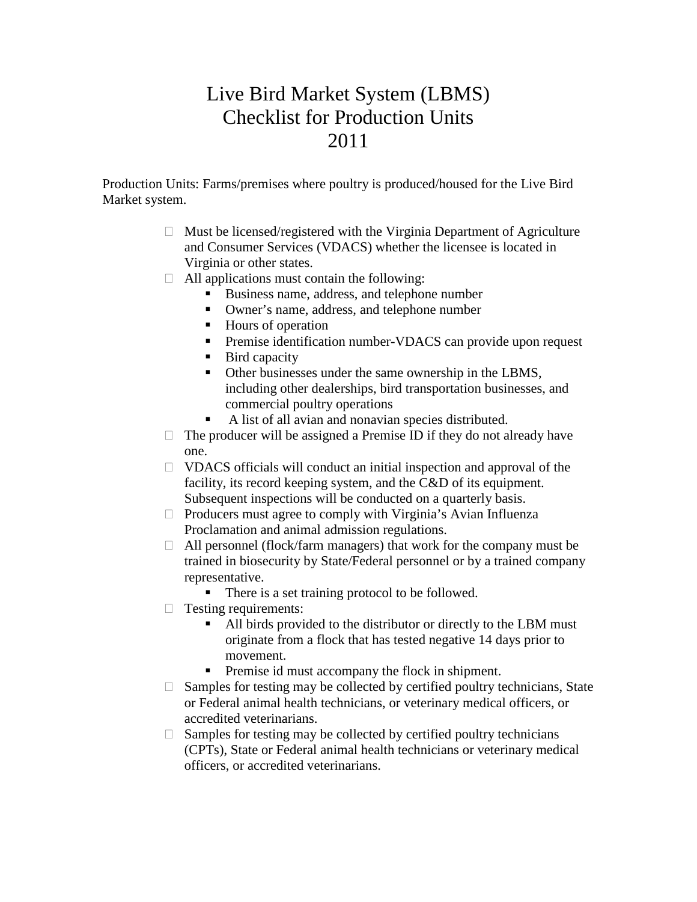# Live Bird Market System (LBMS)
# Checklist for Production Units
# 2011

Production Units: Farms/premises where poultry is produced/housed for the Live Bird Market system.

- Must be licensed/registered with the Virginia Department of Agriculture and Consumer Services (VDACS) whether the licensee is located in Virginia or other states.
- All applications must contain the following:
  - Business name, address, and telephone number
  - Owner's name, address, and telephone number
  - Hours of operation
  - Premise identification number-VDACS can provide upon request
  - Bird capacity
  - Other businesses under the same ownership in the LBMS, including other dealerships, bird transportation businesses, and commercial poultry operations
  - A list of all avian and nonavian species distributed.
- The producer will be assigned a Premise ID if they do not already have one.
- VDACS officials will conduct an initial inspection and approval of the facility, its record keeping system, and the C&D of its equipment. Subsequent inspections will be conducted on a quarterly basis.
- Producers must agree to comply with Virginia's Avian Influenza Proclamation and animal admission regulations.
- All personnel (flock/farm managers) that work for the company must be trained in biosecurity by State/Federal personnel or by a trained company representative.
  - There is a set training protocol to be followed.
- Testing requirements:
  - All birds provided to the distributor or directly to the LBM must originate from a flock that has tested negative 14 days prior to movement.
  - Premise id must accompany the flock in shipment.
- Samples for testing may be collected by certified poultry technicians, State or Federal animal health technicians, or veterinary medical officers, or accredited veterinarians.
- Samples for testing may be collected by certified poultry technicians (CPTs), State or Federal animal health technicians or veterinary medical officers, or accredited veterinarians.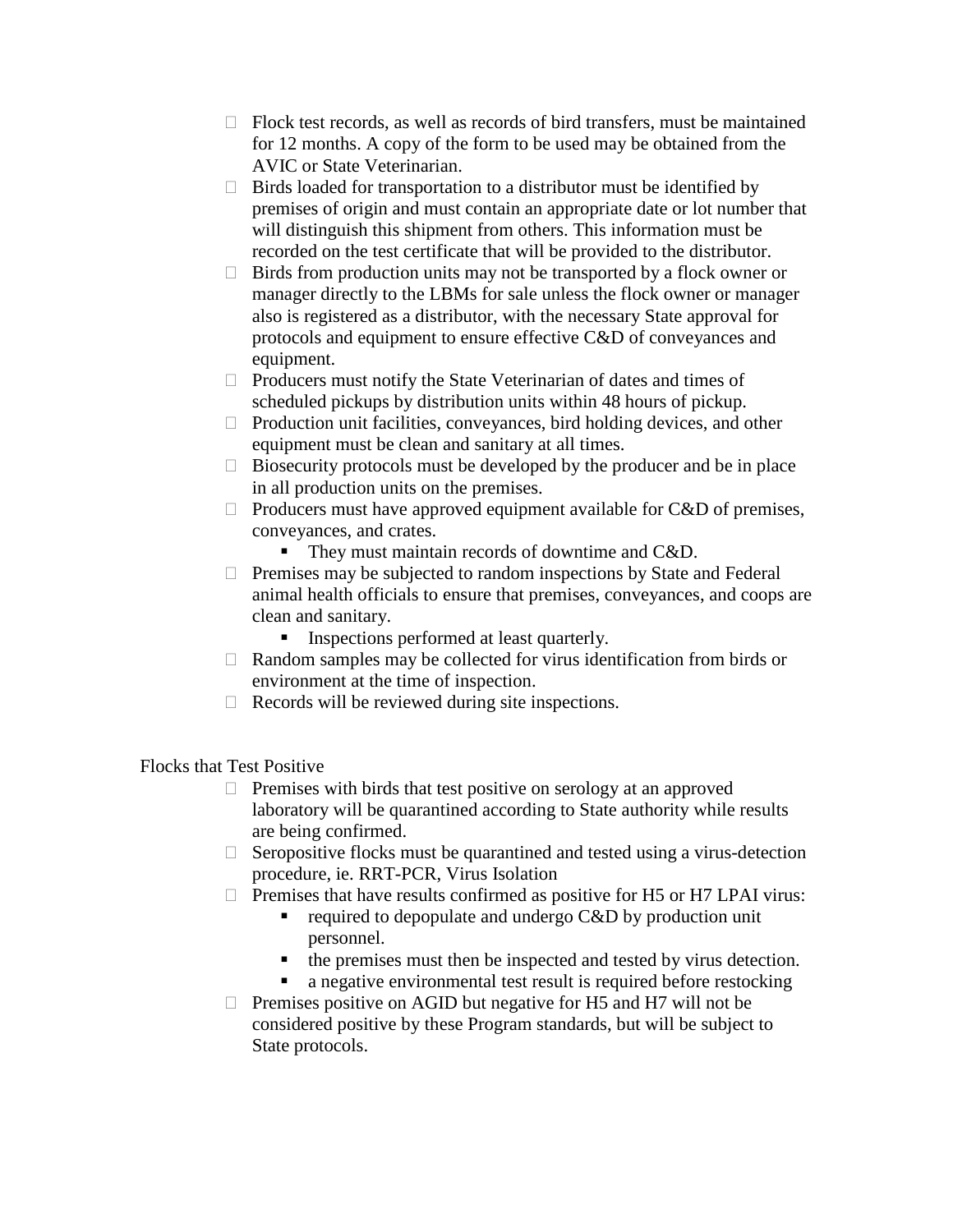- Flock test records, as well as records of bird transfers, must be maintained for 12 months. A copy of the form to be used may be obtained from the AVIC or State Veterinarian.
- Birds loaded for transportation to a distributor must be identified by premises of origin and must contain an appropriate date or lot number that will distinguish this shipment from others. This information must be recorded on the test certificate that will be provided to the distributor.
- Birds from production units may not be transported by a flock owner or manager directly to the LBMs for sale unless the flock owner or manager also is registered as a distributor, with the necessary State approval for protocols and equipment to ensure effective C&D of conveyances and equipment.
- Producers must notify the State Veterinarian of dates and times of scheduled pickups by distribution units within 48 hours of pickup.
- Production unit facilities, conveyances, bird holding devices, and other equipment must be clean and sanitary at all times.
- Biosecurity protocols must be developed by the producer and be in place in all production units on the premises.
- Producers must have approved equipment available for C&D of premises, conveyances, and crates.
  - They must maintain records of downtime and C&D.
- Premises may be subjected to random inspections by State and Federal animal health officials to ensure that premises, conveyances, and coops are clean and sanitary.
  - Inspections performed at least quarterly.
- Random samples may be collected for virus identification from birds or environment at the time of inspection.
- Records will be reviewed during site inspections.

Flocks that Test Positive

- Premises with birds that test positive on serology at an approved laboratory will be quarantined according to State authority while results are being confirmed.
- Seropositive flocks must be quarantined and tested using a virus-detection procedure, ie. RRT-PCR, Virus Isolation
- Premises that have results confirmed as positive for H5 or H7 LPAI virus:
  - required to depopulate and undergo C&D by production unit personnel.
  - the premises must then be inspected and tested by virus detection.
  - a negative environmental test result is required before restocking
- Premises positive on AGID but negative for H5 and H7 will not be considered positive by these Program standards, but will be subject to State protocols.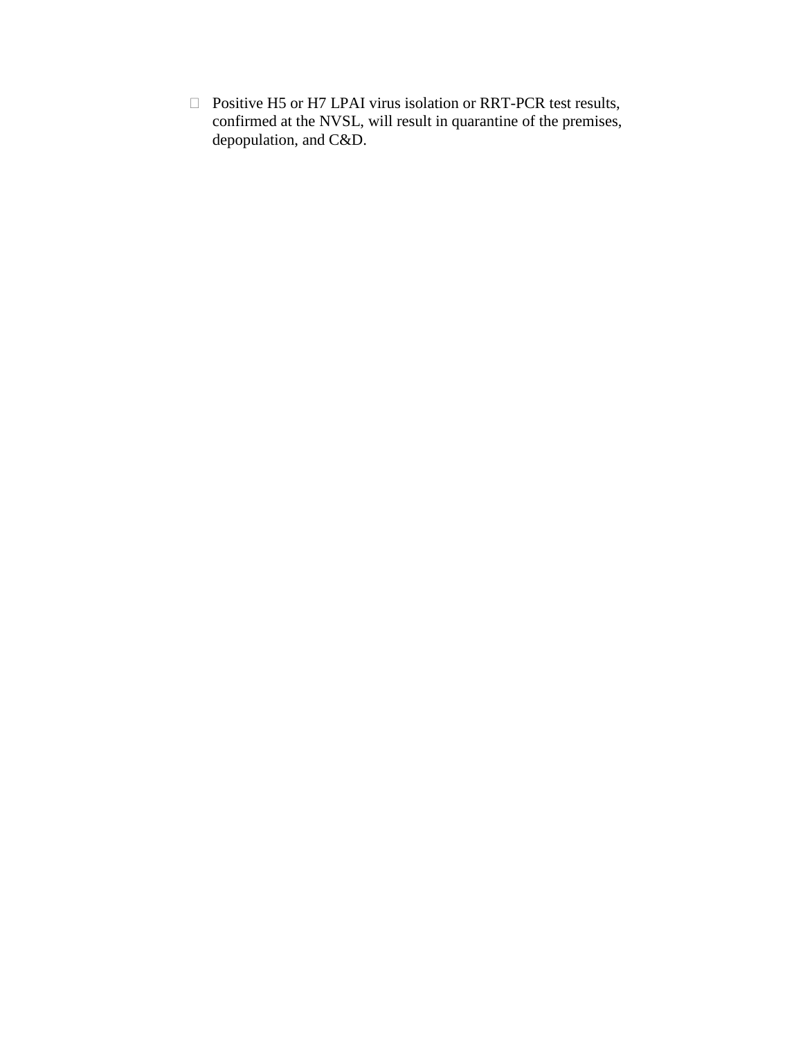- Positive H5 or H7 LPAI virus isolation or RRT-PCR test results, confirmed at the NVSL, will result in quarantine of the premises, depopulation, and C&D.